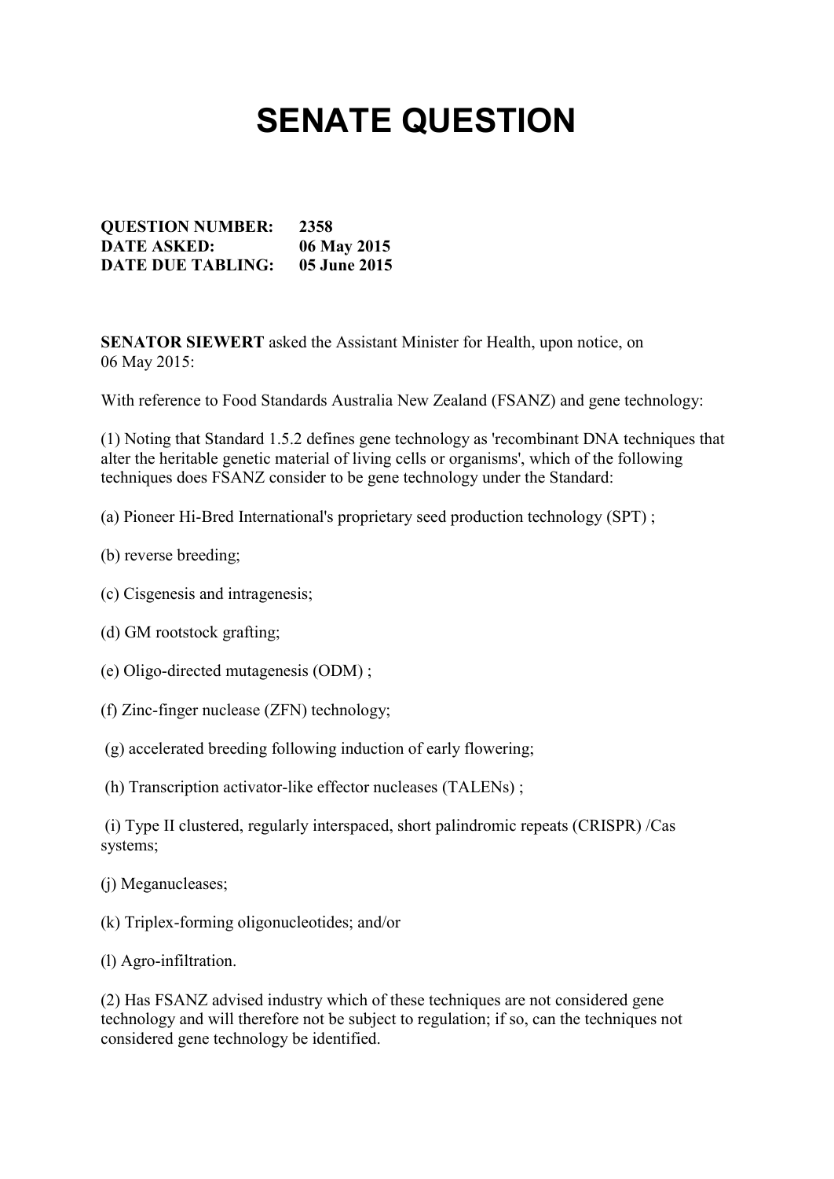# SENATE QUESTION

**QUESTION NUMBER: 2358**
**DATE ASKED: 06 May 2015**
**DATE DUE TABLING: 05 June 2015**

**SENATOR SIEWERT** asked the Assistant Minister for Health, upon notice, on 06 May 2015:

With reference to Food Standards Australia New Zealand (FSANZ) and gene technology:

(1) Noting that Standard 1.5.2 defines gene technology as 'recombinant DNA techniques that alter the heritable genetic material of living cells or organisms', which of the following techniques does FSANZ consider to be gene technology under the Standard:

(a) Pioneer Hi-Bred International's proprietary seed production technology (SPT) ;

(b) reverse breeding;

(c) Cisgenesis and intragenesis;

(d) GM rootstock grafting;

(e) Oligo-directed mutagenesis (ODM) ;

(f) Zinc-finger nuclease (ZFN) technology;

(g) accelerated breeding following induction of early flowering;

(h) Transcription activator-like effector nucleases (TALENs) ;

(i) Type II clustered, regularly interspaced, short palindromic repeats (CRISPR) /Cas systems;

(j) Meganucleases;

(k) Triplex-forming oligonucleotides; and/or

(l) Agro-infiltration.

(2) Has FSANZ advised industry which of these techniques are not considered gene technology and will therefore not be subject to regulation; if so, can the techniques not considered gene technology be identified.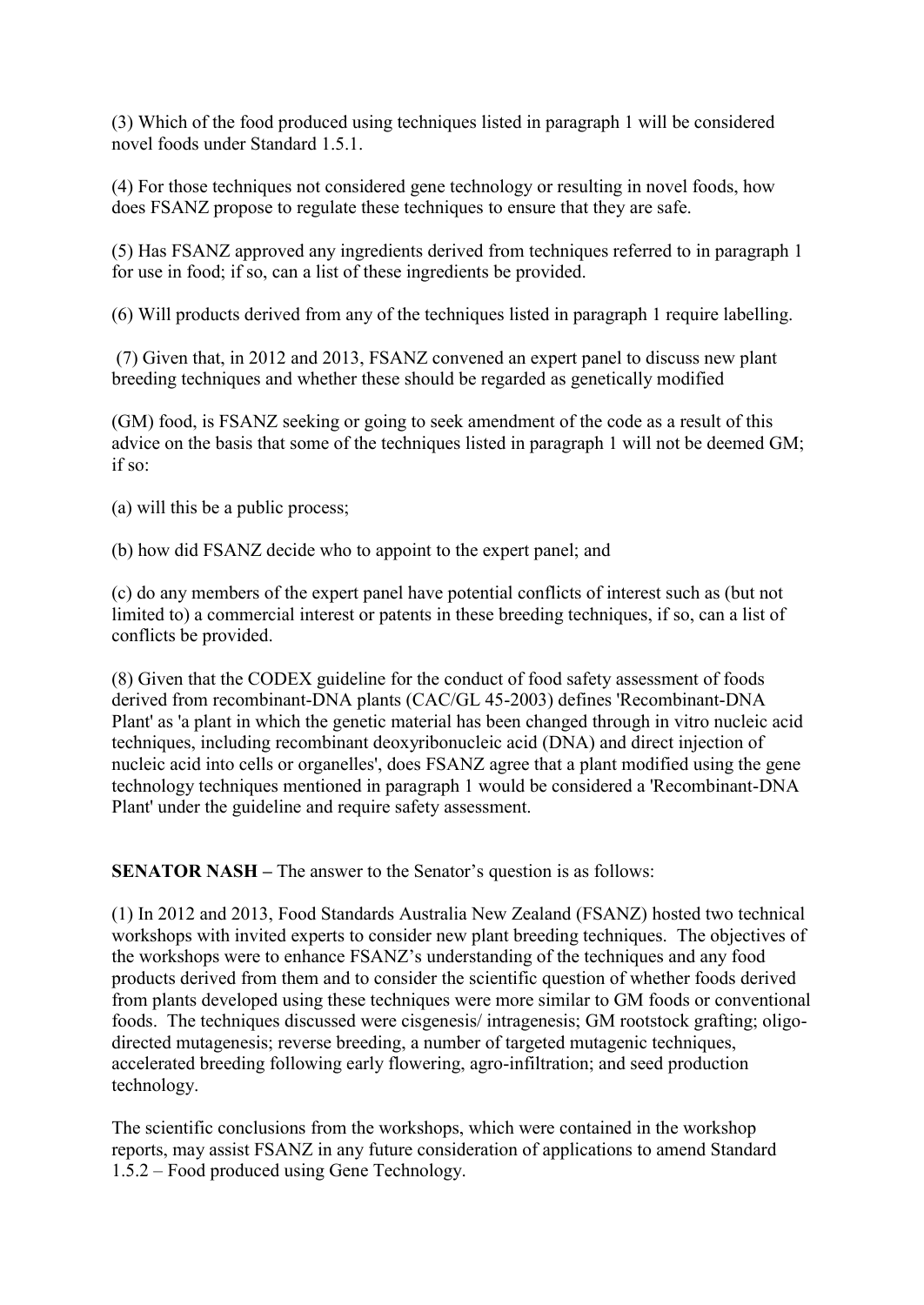(3) Which of the food produced using techniques listed in paragraph 1 will be considered novel foods under Standard 1.5.1.

(4) For those techniques not considered gene technology or resulting in novel foods, how does FSANZ propose to regulate these techniques to ensure that they are safe.

(5) Has FSANZ approved any ingredients derived from techniques referred to in paragraph 1 for use in food; if so, can a list of these ingredients be provided.

(6) Will products derived from any of the techniques listed in paragraph 1 require labelling.

(7) Given that, in 2012 and 2013, FSANZ convened an expert panel to discuss new plant breeding techniques and whether these should be regarded as genetically modified

(GM) food, is FSANZ seeking or going to seek amendment of the code as a result of this advice on the basis that some of the techniques listed in paragraph 1 will not be deemed GM; if so:

(a) will this be a public process;

(b) how did FSANZ decide who to appoint to the expert panel; and

(c) do any members of the expert panel have potential conflicts of interest such as (but not limited to) a commercial interest or patents in these breeding techniques, if so, can a list of conflicts be provided.

(8) Given that the CODEX guideline for the conduct of food safety assessment of foods derived from recombinant-DNA plants (CAC/GL 45-2003) defines 'Recombinant-DNA Plant' as 'a plant in which the genetic material has been changed through in vitro nucleic acid techniques, including recombinant deoxyribonucleic acid (DNA) and direct injection of nucleic acid into cells or organelles', does FSANZ agree that a plant modified using the gene technology techniques mentioned in paragraph 1 would be considered a 'Recombinant-DNA Plant' under the guideline and require safety assessment.

**SENATOR NASH –** The answer to the Senator's question is as follows:

(1) In 2012 and 2013, Food Standards Australia New Zealand (FSANZ) hosted two technical workshops with invited experts to consider new plant breeding techniques. The objectives of the workshops were to enhance FSANZ's understanding of the techniques and any food products derived from them and to consider the scientific question of whether foods derived from plants developed using these techniques were more similar to GM foods or conventional foods. The techniques discussed were cisgenesis/ intragenesis; GM rootstock grafting; oligo-directed mutagenesis; reverse breeding, a number of targeted mutagenic techniques, accelerated breeding following early flowering, agro-infiltration; and seed production technology.

The scientific conclusions from the workshops, which were contained in the workshop reports, may assist FSANZ in any future consideration of applications to amend Standard 1.5.2 – Food produced using Gene Technology.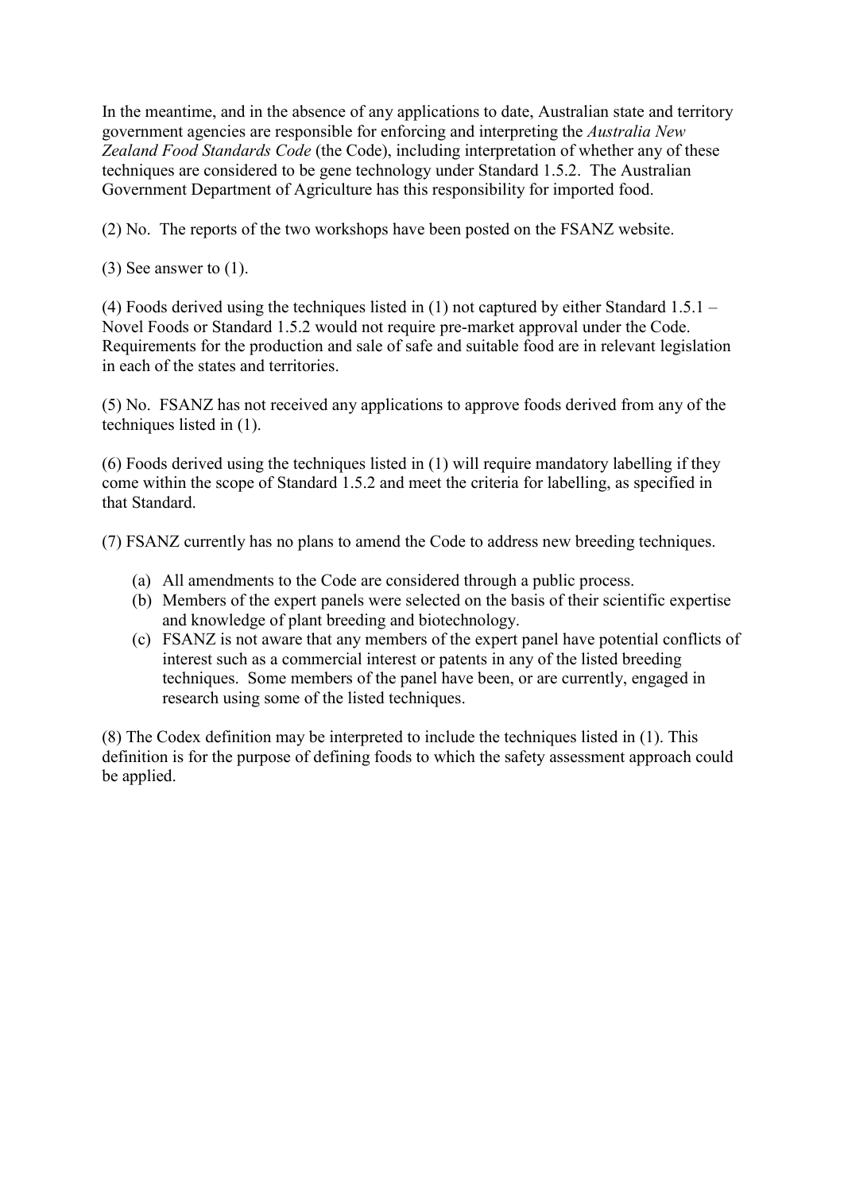In the meantime, and in the absence of any applications to date, Australian state and territory government agencies are responsible for enforcing and interpreting the *Australia New Zealand Food Standards Code* (the Code), including interpretation of whether any of these techniques are considered to be gene technology under Standard 1.5.2. The Australian Government Department of Agriculture has this responsibility for imported food.

(2) No. The reports of the two workshops have been posted on the FSANZ website.

(3) See answer to (1).

(4) Foods derived using the techniques listed in (1) not captured by either Standard 1.5.1 – Novel Foods or Standard 1.5.2 would not require pre-market approval under the Code. Requirements for the production and sale of safe and suitable food are in relevant legislation in each of the states and territories.

(5) No. FSANZ has not received any applications to approve foods derived from any of the techniques listed in (1).

(6) Foods derived using the techniques listed in (1) will require mandatory labelling if they come within the scope of Standard 1.5.2 and meet the criteria for labelling, as specified in that Standard.

(7) FSANZ currently has no plans to amend the Code to address new breeding techniques.

(a) All amendments to the Code are considered through a public process.
(b) Members of the expert panels were selected on the basis of their scientific expertise and knowledge of plant breeding and biotechnology.
(c) FSANZ is not aware that any members of the expert panel have potential conflicts of interest such as a commercial interest or patents in any of the listed breeding techniques. Some members of the panel have been, or are currently, engaged in research using some of the listed techniques.

(8) The Codex definition may be interpreted to include the techniques listed in (1). This definition is for the purpose of defining foods to which the safety assessment approach could be applied.